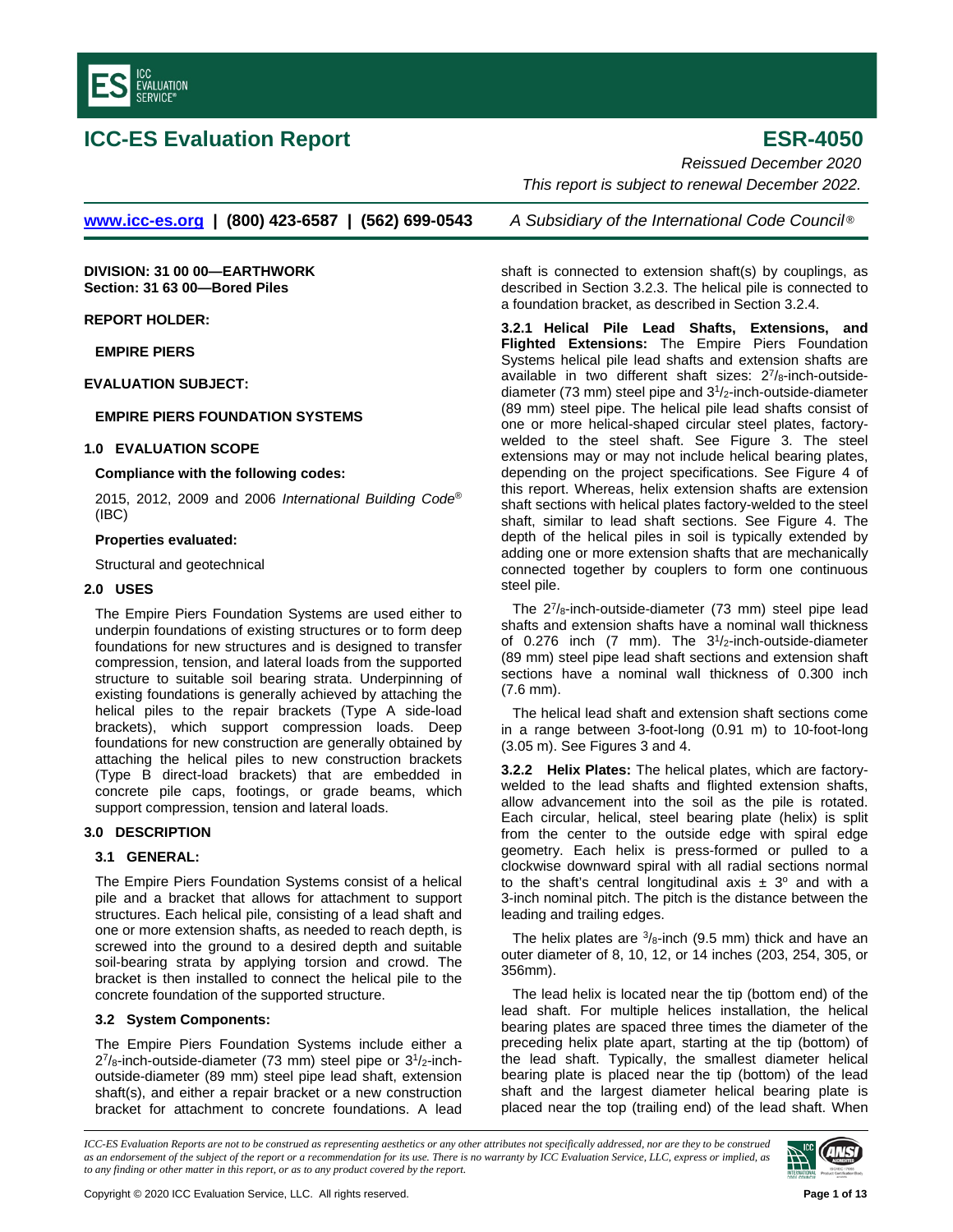# ICC-ES Evaluation Report

# ESR-4050

*Reissued December 2020*

*This report is subject to renewal December 2022.*

[www.icc-es.org](http://www.icc-es.org) | (800) 423-6587 | (562) 699-0543 *A Subsidiary of the International Code Council®*

**DIVISION: 31 00 00—EARTHWORK**
**Section: 31 63 00—Bored Piles**

**REPORT HOLDER:**

**EMPIRE PIERS**

**EVALUATION SUBJECT:**

**EMPIRE PIERS FOUNDATION SYSTEMS**

## 1.0 EVALUATION SCOPE

**Compliance with the following codes:**

2015, 2012, 2009 and 2006 *International Building Code*® (IBC)

**Properties evaluated:**

Structural and geotechnical

## 2.0 USES

The Empire Piers Foundation Systems are used either to underpin foundations of existing structures or to form deep foundations for new structures and is designed to transfer compression, tension, and lateral loads from the supported structure to suitable soil bearing strata. Underpinning of existing foundations is generally achieved by attaching the helical piles to the repair brackets (Type A side-load brackets), which support compression loads. Deep foundations for new construction are generally obtained by attaching the helical piles to new construction brackets (Type B direct-load brackets) that are embedded in concrete pile caps, footings, or grade beams, which support compression, tension and lateral loads.

## 3.0 DESCRIPTION

### 3.1 GENERAL:

The Empire Piers Foundation Systems consist of a helical pile and a bracket that allows for attachment to support structures. Each helical pile, consisting of a lead shaft and one or more extension shafts, as needed to reach depth, is screwed into the ground to a desired depth and suitable soil-bearing strata by applying torsion and crowd. The bracket is then installed to connect the helical pile to the concrete foundation of the supported structure.

### 3.2 System Components:

The Empire Piers Foundation Systems include either a $2^7/_8$-inch-outside-diameter (73 mm) steel pipe or $3^1/_2$-inch-outside-diameter (89 mm) steel pipe lead shaft, extension shaft(s), and either a repair bracket or a new construction bracket for attachment to concrete foundations. A lead shaft is connected to extension shaft(s) by couplings, as described in Section 3.2.3. The helical pile is connected to a foundation bracket, as described in Section 3.2.4.

**3.2.1 Helical Pile Lead Shafts, Extensions, and Flighted Extensions:** The Empire Piers Foundation Systems helical pile lead shafts and extension shafts are available in two different shaft sizes: $2^7/_8$-inch-outside-diameter (73 mm) steel pipe and $3^1/_2$-inch-outside-diameter (89 mm) steel pipe. The helical pile lead shafts consist of one or more helical-shaped circular steel plates, factory-welded to the steel shaft. See Figure 3. The steel extensions may or may not include helical bearing plates, depending on the project specifications. See Figure 4 of this report. Whereas, helix extension shafts are extension shaft sections with helical plates factory-welded to the steel shaft, similar to lead shaft sections. See Figure 4. The depth of the helical piles in soil is typically extended by adding one or more extension shafts that are mechanically connected together by couplers to form one continuous steel pile.

The $2^7/_8$-inch-outside-diameter (73 mm) steel pipe lead shafts and extension shafts have a nominal wall thickness of 0.276 inch (7 mm). The $3^1/_2$-inch-outside-diameter (89 mm) steel pipe lead shaft sections and extension shaft sections have a nominal wall thickness of 0.300 inch (7.6 mm).

The helical lead shaft and extension shaft sections come in a range between 3-foot-long (0.91 m) to 10-foot-long (3.05 m). See Figures 3 and 4.

**3.2.2 Helix Plates:** The helical plates, which are factory-welded to the lead shafts and flighted extension shafts, allow advancement into the soil as the pile is rotated. Each circular, helical, steel bearing plate (helix) is split from the center to the outside edge with spiral edge geometry. Each helix is press-formed or pulled to a clockwise downward spiral with all radial sections normal to the shaft's central longitudinal axis ± 3° and with a 3-inch nominal pitch. The pitch is the distance between the leading and trailing edges.

The helix plates are $^3/_8$-inch (9.5 mm) thick and have an outer diameter of 8, 10, 12, or 14 inches (203, 254, 305, or 356mm).

The lead helix is located near the tip (bottom end) of the lead shaft. For multiple helices installation, the helical bearing plates are spaced three times the diameter of the preceding helix plate apart, starting at the tip (bottom) of the lead shaft. Typically, the smallest diameter helical bearing plate is placed near the tip (bottom) of the lead shaft and the largest diameter helical bearing plate is placed near the top (trailing end) of the lead shaft. When

*ICC-ES Evaluation Reports are not to be construed as representing aesthetics or any other attributes not specifically addressed, nor are they to be construed as an endorsement of the subject of the report or a recommendation for its use. There is no warranty by ICC Evaluation Service, LLC, express or implied, as to any finding or other matter in this report, or as to any product covered by the report.*

Copyright © 2020 ICC Evaluation Service, LLC. All rights reserved.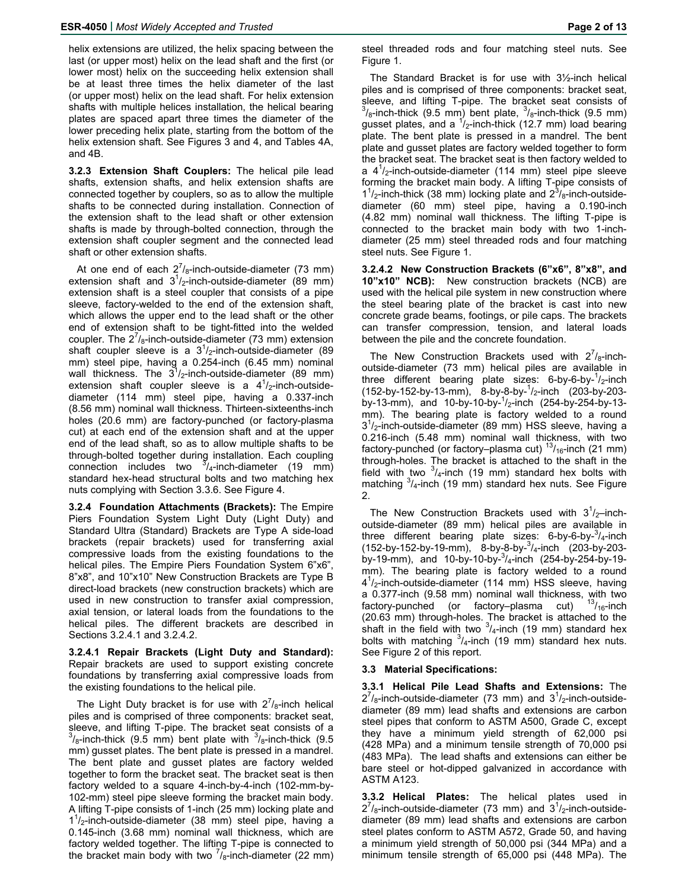helix extensions are utilized, the helix spacing between the last (or upper most) helix on the lead shaft and the first (or lower most) helix on the succeeding helix extension shall be at least three times the helix diameter of the last (or upper most) helix on the lead shaft. For helix extension shafts with multiple helices installation, the helical bearing plates are spaced apart three times the diameter of the lower preceding helix plate, starting from the bottom of the helix extension shaft. See Figures 3 and 4, and Tables 4A, and 4B.

**3.2.3 Extension Shaft Couplers:** The helical pile lead shafts, extension shafts, and helix extension shafts are connected together by couplers, so as to allow the multiple shafts to be connected during installation. Connection of the extension shaft to the lead shaft or other extension shafts is made by through-bolted connection, through the extension shaft coupler segment and the connected lead shaft or other extension shafts.

At one end of each $2^7/_8$-inch-outside-diameter (73 mm) extension shaft and $3^1/_2$-inch-outside-diameter (89 mm) extension shaft is a steel coupler that consists of a pipe sleeve, factory-welded to the end of the extension shaft, which allows the upper end to the lead shaft or the other end of extension shaft to be tight-fitted into the welded coupler. The $2^7/_8$-inch-outside-diameter (73 mm) extension shaft coupler sleeve is a $3^1/_2$-inch-outside-diameter (89 mm) steel pipe, having a 0.254-inch (6.45 mm) nominal wall thickness. The $3^1/_2$-inch-outside-diameter (89 mm) extension shaft coupler sleeve is a $4^1/_2$-inch-outside-diameter (114 mm) steel pipe, having a 0.337-inch (8.56 mm) nominal wall thickness. Thirteen-sixteenths-inch holes (20.6 mm) are factory-punched (or factory-plasma cut) at each end of the extension shaft and at the upper end of the lead shaft, so as to allow multiple shafts to be through-bolted together during installation. Each coupling connection includes two $^3/_4$-inch-diameter (19 mm) standard hex-head structural bolts and two matching hex nuts complying with Section 3.3.6. See Figure 4.

**3.2.4 Foundation Attachments (Brackets):** The Empire Piers Foundation System Light Duty (Light Duty) and Standard Ultra (Standard) Brackets are Type A side-load brackets (repair brackets) used for transferring axial compressive loads from the existing foundations to the helical piles. The Empire Piers Foundation System 6"x6", 8"x8", and 10"x10" New Construction Brackets are Type B direct-load brackets (new construction brackets) which are used in new construction to transfer axial compression, axial tension, or lateral loads from the foundations to the helical piles. The different brackets are described in Sections 3.2.4.1 and 3.2.4.2.

**3.2.4.1 Repair Brackets (Light Duty and Standard):** Repair brackets are used to support existing concrete foundations by transferring axial compressive loads from the existing foundations to the helical pile.

The Light Duty bracket is for use with $2^7/_8$-inch helical piles and is comprised of three components: bracket seat, sleeve, and lifting T-pipe. The bracket seat consists of a $^3/_8$-inch-thick (9.5 mm) bent plate with $^3/_8$-inch-thick (9.5 mm) gusset plates. The bent plate is pressed in a mandrel. The bent plate and gusset plates are factory welded together to form the bracket seat. The bracket seat is then factory welded to a square 4-inch-by-4-inch (102-mm-by-102-mm) steel pipe sleeve forming the bracket main body. A lifting T-pipe consists of 1-inch (25 mm) locking plate and $1^1/_2$-inch-outside-diameter (38 mm) steel pipe, having a 0.145-inch (3.68 mm) nominal wall thickness, which are factory welded together. The lifting T-pipe is connected to the bracket main body with two $^7/_8$-inch-diameter (22 mm) steel threaded rods and four matching steel nuts. See Figure 1.

The Standard Bracket is for use with 3½-inch helical piles and is comprised of three components: bracket seat, sleeve, and lifting T-pipe. The bracket seat consists of $^3/_8$-inch-thick (9.5 mm) bent plate, $^3/_8$-inch-thick (9.5 mm) gusset plates, and a $^1/_2$-inch-thick (12.7 mm) load bearing plate. The bent plate is pressed in a mandrel. The bent plate and gusset plates are factory welded together to form the bracket seat. The bracket seat is then factory welded to a $4^1/_2$-inch-outside-diameter (114 mm) steel pipe sleeve forming the bracket main body. A lifting T-pipe consists of $1^1/_2$-inch-thick (38 mm) locking plate and $2^3/_8$-inch-outside-diameter (60 mm) steel pipe, having a 0.190-inch (4.82 mm) nominal wall thickness. The lifting T-pipe is connected to the bracket main body with two 1-inch-diameter (25 mm) steel threaded rods and four matching steel nuts. See Figure 1.

**3.2.4.2 New Construction Brackets (6"x6", 8"x8", and 10"x10" NCB):** New construction brackets (NCB) are used with the helical pile system in new construction where the steel bearing plate of the bracket is cast into new concrete grade beams, footings, or pile caps. The brackets can transfer compression, tension, and lateral loads between the pile and the concrete foundation.

The New Construction Brackets used with $2^7/_8$-inch-outside-diameter (73 mm) helical piles are available in three different bearing plate sizes: 6-by-6-by-$^1/_2$-inch (152-by-152-by-13-mm), 8-by-8-by-$^1/_2$-inch (203-by-203-by-13-mm), and 10-by-10-by-$^1/_2$-inch (254-by-254-by-13-mm). The bearing plate is factory welded to a round $3^1/_2$-inch-outside-diameter (89 mm) HSS sleeve, having a 0.216-inch (5.48 mm) nominal wall thickness, with two factory-punched (or factory–plasma cut) $^{13}/_{16}$-inch (21 mm) through-holes. The bracket is attached to the shaft in the field with two $^3/_4$-inch (19 mm) standard hex bolts with matching $^3/_4$-inch (19 mm) standard hex nuts. See Figure 2.

The New Construction Brackets used with $3^1/_2$–inch-outside-diameter (89 mm) helical piles are available in three different bearing plate sizes: 6-by-6-by-$^3/_4$-inch (152-by-152-by-19-mm), 8-by-8-by-$^3/_4$-inch (203-by-203-by-19-mm), and 10-by-10-by-$^3/_4$-inch (254-by-254-by-19-mm). The bearing plate is factory welded to a round $4^1/_2$-inch-outside-diameter (114 mm) HSS sleeve, having a 0.377-inch (9.58 mm) nominal wall thickness, with two factory-punched (or factory–plasma cut) $^{13}/_{16}$-inch (20.63 mm) through-holes. The bracket is attached to the shaft in the field with two $^3/_4$-inch (19 mm) standard hex bolts with matching $^3/_4$-inch (19 mm) standard hex nuts. See Figure 2 of this report.

**3.3 Material Specifications:**

**3.3.1 Helical Pile Lead Shafts and Extensions:** The $2^7/_8$-inch-outside-diameter (73 mm) and $3^1/_2$-inch-outside-diameter (89 mm) lead shafts and extensions are carbon steel pipes that conform to ASTM A500, Grade C, except they have a minimum yield strength of 62,000 psi (428 MPa) and a minimum tensile strength of 70,000 psi (483 MPa). The lead shafts and extensions can either be bare steel or hot-dipped galvanized in accordance with ASTM A123.

**3.3.2 Helical Plates:** The helical plates used in $2^7/_8$-inch-outside-diameter (73 mm) and $3^1/_2$-inch-outside-diameter (89 mm) lead shafts and extensions are carbon steel plates conform to ASTM A572, Grade 50, and having a minimum yield strength of 50,000 psi (344 MPa) and a minimum tensile strength of 65,000 psi (448 MPa). The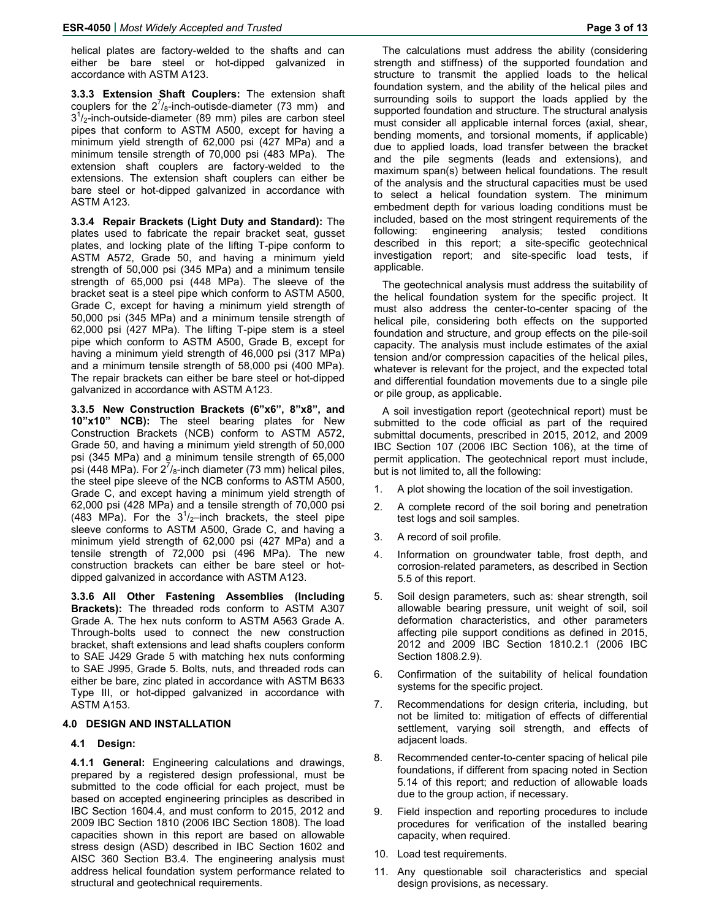helical plates are factory-welded to the shafts and can either be bare steel or hot-dipped galvanized in accordance with ASTM A123.

**3.3.3 Extension Shaft Couplers:** The extension shaft couplers for the $2^{7}/_{8}$-inch-outisde-diameter (73 mm) and $3^{1}/_{2}$-inch-outside-diameter (89 mm) piles are carbon steel pipes that conform to ASTM A500, except for having a minimum yield strength of 62,000 psi (427 MPa) and a minimum tensile strength of 70,000 psi (483 MPa). The extension shaft couplers are factory-welded to the extensions. The extension shaft couplers can either be bare steel or hot-dipped galvanized in accordance with ASTM A123.

**3.3.4 Repair Brackets (Light Duty and Standard):** The plates used to fabricate the repair bracket seat, gusset plates, and locking plate of the lifting T-pipe conform to ASTM A572, Grade 50, and having a minimum yield strength of 50,000 psi (345 MPa) and a minimum tensile strength of 65,000 psi (448 MPa). The sleeve of the bracket seat is a steel pipe which conform to ASTM A500, Grade C, except for having a minimum yield strength of 50,000 psi (345 MPa) and a minimum tensile strength of 62,000 psi (427 MPa). The lifting T-pipe stem is a steel pipe which conform to ASTM A500, Grade B, except for having a minimum yield strength of 46,000 psi (317 MPa) and a minimum tensile strength of 58,000 psi (400 MPa). The repair brackets can either be bare steel or hot-dipped galvanized in accordance with ASTM A123.

**3.3.5 New Construction Brackets (6"x6", 8"x8", and 10"x10" NCB):** The steel bearing plates for New Construction Brackets (NCB) conform to ASTM A572, Grade 50, and having a minimum yield strength of 50,000 psi (345 MPa) and a minimum tensile strength of 65,000 psi (448 MPa). For $2^{7}/_{8}$-inch diameter (73 mm) helical piles, the steel pipe sleeve of the NCB conforms to ASTM A500, Grade C, and except having a minimum yield strength of 62,000 psi (428 MPa) and a tensile strength of 70,000 psi (483 MPa). For the $3^{1}/_{2}$–inch brackets, the steel pipe sleeve conforms to ASTM A500, Grade C, and having a minimum yield strength of 62,000 psi (427 MPa) and a tensile strength of 72,000 psi (496 MPa). The new construction brackets can either be bare steel or hot-dipped galvanized in accordance with ASTM A123.

**3.3.6 All Other Fastening Assemblies (Including Brackets):** The threaded rods conform to ASTM A307 Grade A. The hex nuts conform to ASTM A563 Grade A. Through-bolts used to connect the new construction bracket, shaft extensions and lead shafts couplers conform to SAE J429 Grade 5 with matching hex nuts conforming to SAE J995, Grade 5. Bolts, nuts, and threaded rods can either be bare, zinc plated in accordance with ASTM B633 Type III, or hot-dipped galvanized in accordance with ASTM A153.

## 4.0 DESIGN AND INSTALLATION

### 4.1 Design:

**4.1.1 General:** Engineering calculations and drawings, prepared by a registered design professional, must be submitted to the code official for each project, must be based on accepted engineering principles as described in IBC Section 1604.4, and must conform to 2015, 2012 and 2009 IBC Section 1810 (2006 IBC Section 1808). The load capacities shown in this report are based on allowable stress design (ASD) described in IBC Section 1602 and AISC 360 Section B3.4. The engineering analysis must address helical foundation system performance related to structural and geotechnical requirements.

The calculations must address the ability (considering strength and stiffness) of the supported foundation and structure to transmit the applied loads to the helical foundation system, and the ability of the helical piles and surrounding soils to support the loads applied by the supported foundation and structure. The structural analysis must consider all applicable internal forces (axial, shear, bending moments, and torsional moments, if applicable) due to applied loads, load transfer between the bracket and the pile segments (leads and extensions), and maximum span(s) between helical foundations. The result of the analysis and the structural capacities must be used to select a helical foundation system. The minimum embedment depth for various loading conditions must be included, based on the most stringent requirements of the following: engineering analysis; tested conditions described in this report; a site-specific geotechnical investigation report; and site-specific load tests, if applicable.

The geotechnical analysis must address the suitability of the helical foundation system for the specific project. It must also address the center-to-center spacing of the helical pile, considering both effects on the supported foundation and structure, and group effects on the pile-soil capacity. The analysis must include estimates of the axial tension and/or compression capacities of the helical piles, whatever is relevant for the project, and the expected total and differential foundation movements due to a single pile or pile group, as applicable.

A soil investigation report (geotechnical report) must be submitted to the code official as part of the required submittal documents, prescribed in 2015, 2012, and 2009 IBC Section 107 (2006 IBC Section 106), at the time of permit application. The geotechnical report must include, but is not limited to, all the following:

1. A plot showing the location of the soil investigation.
2. A complete record of the soil boring and penetration test logs and soil samples.
3. A record of soil profile.
4. Information on groundwater table, frost depth, and corrosion-related parameters, as described in Section 5.5 of this report.
5. Soil design parameters, such as: shear strength, soil allowable bearing pressure, unit weight of soil, soil deformation characteristics, and other parameters affecting pile support conditions as defined in 2015, 2012 and 2009 IBC Section 1810.2.1 (2006 IBC Section 1808.2.9).
6. Confirmation of the suitability of helical foundation systems for the specific project.
7. Recommendations for design criteria, including, but not be limited to: mitigation of effects of differential settlement, varying soil strength, and effects of adjacent loads.
8. Recommended center-to-center spacing of helical pile foundations, if different from spacing noted in Section 5.14 of this report; and reduction of allowable loads due to the group action, if necessary.
9. Field inspection and reporting procedures to include procedures for verification of the installed bearing capacity, when required.
10. Load test requirements.
11. Any questionable soil characteristics and special design provisions, as necessary.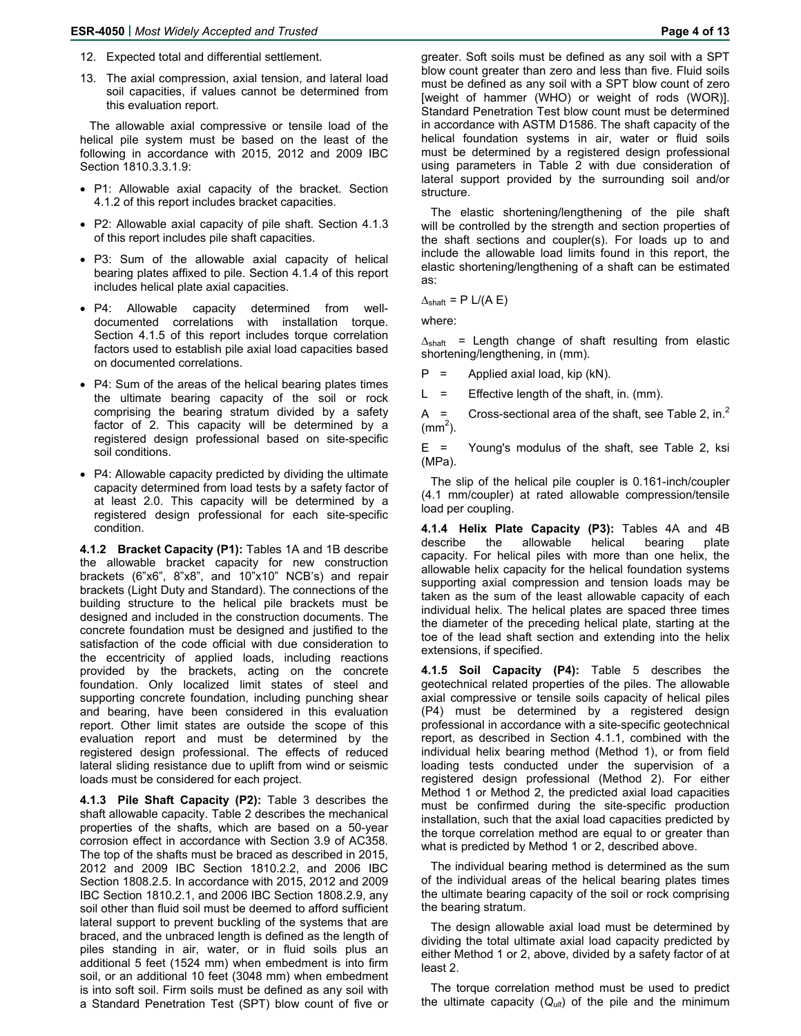12. Expected total and differential settlement.
13. The axial compression, axial tension, and lateral load soil capacities, if values cannot be determined from this evaluation report.

The allowable axial compressive or tensile load of the helical pile system must be based on the least of the following in accordance with 2015, 2012 and 2009 IBC Section 1810.3.3.1.9:

- P1: Allowable axial capacity of the bracket. Section 4.1.2 of this report includes bracket capacities.
- P2: Allowable axial capacity of pile shaft. Section 4.1.3 of this report includes pile shaft capacities.
- P3: Sum of the allowable axial capacity of helical bearing plates affixed to pile. Section 4.1.4 of this report includes helical plate axial capacities.
- P4: Allowable capacity determined from well-documented correlations with installation torque. Section 4.1.5 of this report includes torque correlation factors used to establish pile axial load capacities based on documented correlations.
- P4: Sum of the areas of the helical bearing plates times the ultimate bearing capacity of the soil or rock comprising the bearing stratum divided by a safety factor of 2. This capacity will be determined by a registered design professional based on site-specific soil conditions.
- P4: Allowable capacity predicted by dividing the ultimate capacity determined from load tests by a safety factor of at least 2.0. This capacity will be determined by a registered design professional for each site-specific condition.

**4.1.2 Bracket Capacity (P1):** Tables 1A and 1B describe the allowable bracket capacity for new construction brackets (6"x6", 8"x8", and 10"x10" NCB's) and repair brackets (Light Duty and Standard). The connections of the building structure to the helical pile brackets must be designed and included in the construction documents. The concrete foundation must be designed and justified to the satisfaction of the code official with due consideration to the eccentricity of applied loads, including reactions provided by the brackets, acting on the concrete foundation. Only localized limit states of steel and supporting concrete foundation, including punching shear and bearing, have been considered in this evaluation report. Other limit states are outside the scope of this evaluation report and must be determined by the registered design professional. The effects of reduced lateral sliding resistance due to uplift from wind or seismic loads must be considered for each project.

**4.1.3 Pile Shaft Capacity (P2):** Table 3 describes the shaft allowable capacity. Table 2 describes the mechanical properties of the shafts, which are based on a 50-year corrosion effect in accordance with Section 3.9 of AC358. The top of the shafts must be braced as described in 2015, 2012 and 2009 IBC Section 1810.2.2, and 2006 IBC Section 1808.2.5. In accordance with 2015, 2012 and 2009 IBC Section 1810.2.1, and 2006 IBC Section 1808.2.9, any soil other than fluid soil must be deemed to afford sufficient lateral support to prevent buckling of the systems that are braced, and the unbraced length is defined as the length of piles standing in air, water, or in fluid soils plus an additional 5 feet (1524 mm) when embedment is into firm soil, or an additional 10 feet (3048 mm) when embedment is into soft soil. Firm soils must be defined as any soil with a Standard Penetration Test (SPT) blow count of five or greater. Soft soils must be defined as any soil with a SPT blow count greater than zero and less than five. Fluid soils must be defined as any soil with a SPT blow count of zero [weight of hammer (WHO) or weight of rods (WOR)]. Standard Penetration Test blow count must be determined in accordance with ASTM D1586. The shaft capacity of the helical foundation systems in air, water or fluid soils must be determined by a registered design professional using parameters in Table 2 with due consideration of lateral support provided by the surrounding soil and/or structure.

The elastic shortening/lengthening of the pile shaft will be controlled by the strength and section properties of the shaft sections and coupler(s). For loads up to and include the allowable load limits found in this report, the elastic shortening/lengthening of a shaft can be estimated as:

$$\Delta_{shaft} = P\,L/(A\,E)$$

where:

$\Delta_{shaft}$ = Length change of shaft resulting from elastic shortening/lengthening, in (mm).

$P$ = Applied axial load, kip (kN).

$L$ = Effective length of the shaft, in. (mm).

$A$ = Cross-sectional area of the shaft, see Table 2, in.$^2$ (mm$^2$).

$E$ = Young's modulus of the shaft, see Table 2, ksi (MPa).

The slip of the helical pile coupler is 0.161-inch/coupler (4.1 mm/coupler) at rated allowable compression/tensile load per coupling.

**4.1.4 Helix Plate Capacity (P3):** Tables 4A and 4B describe the allowable helical bearing plate capacity. For helical piles with more than one helix, the allowable helix capacity for the helical foundation systems supporting axial compression and tension loads may be taken as the sum of the least allowable capacity of each individual helix. The helical plates are spaced three times the diameter of the preceding helical plate, starting at the toe of the lead shaft section and extending into the helix extensions, if specified.

**4.1.5 Soil Capacity (P4):** Table 5 describes the geotechnical related properties of the piles. The allowable axial compressive or tensile soils capacity of helical piles (P4) must be determined by a registered design professional in accordance with a site-specific geotechnical report, as described in Section 4.1.1, combined with the individual helix bearing method (Method 1), or from field loading tests conducted under the supervision of a registered design professional (Method 2). For either Method 1 or Method 2, the predicted axial load capacities must be confirmed during the site-specific production installation, such that the axial load capacities predicted by the torque correlation method are equal to or greater than what is predicted by Method 1 or 2, described above.

The individual bearing method is determined as the sum of the individual areas of the helical bearing plates times the ultimate bearing capacity of the soil or rock comprising the bearing stratum.

The design allowable axial load must be determined by dividing the total ultimate axial load capacity predicted by either Method 1 or 2, above, divided by a safety factor of at least 2.

The torque correlation method must be used to predict the ultimate capacity ($Q_{ult}$) of the pile and the minimum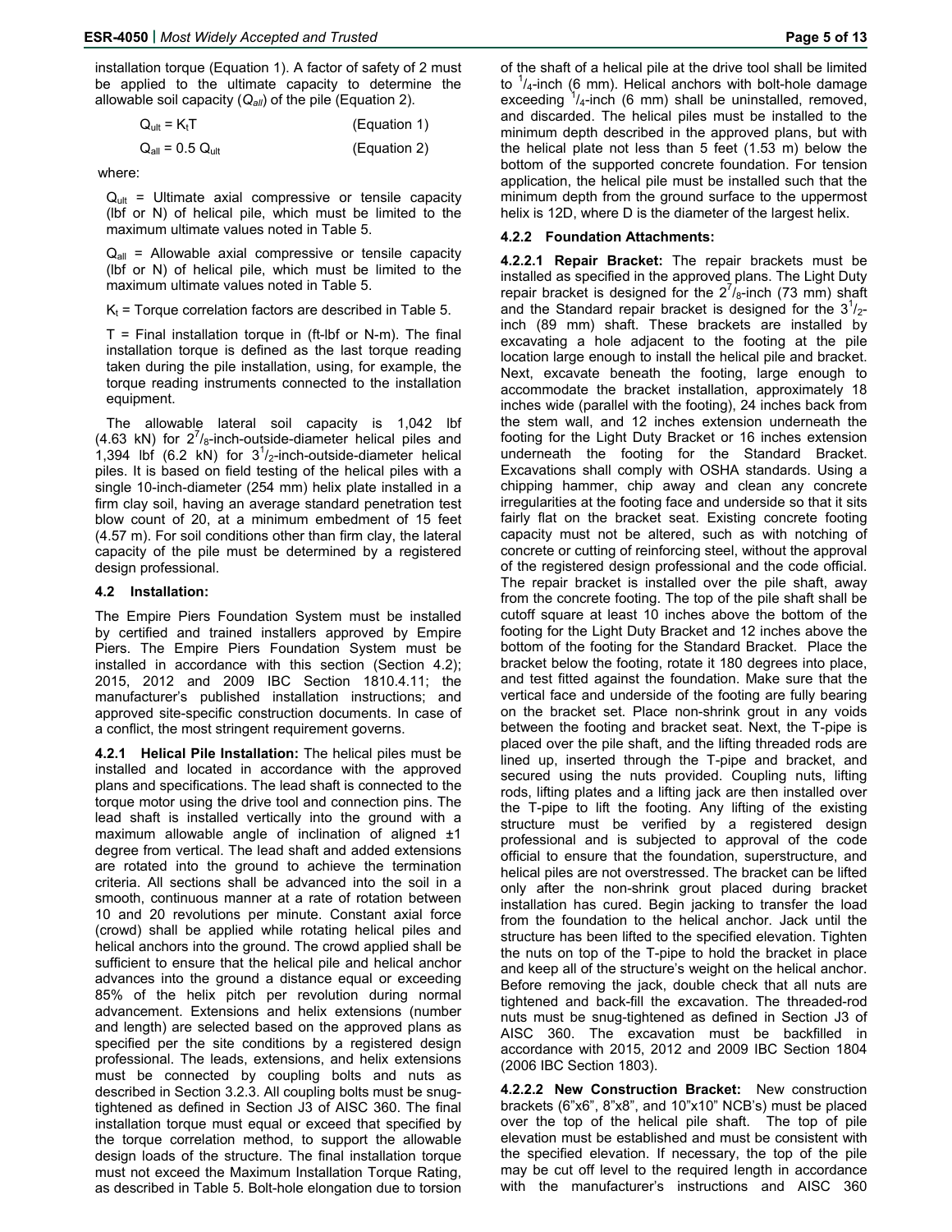installation torque (Equation 1). A factor of safety of 2 must be applied to the ultimate capacity to determine the allowable soil capacity ($Q_{all}$) of the pile (Equation 2).

$$Q_{ult} = K_t T \qquad \text{(Equation 1)}$$

$$Q_{all} = 0.5\ Q_{ult} \qquad \text{(Equation 2)}$$

where:

$Q_{ult}$ = Ultimate axial compressive or tensile capacity (lbf or N) of helical pile, which must be limited to the maximum ultimate values noted in Table 5.

$Q_{all}$ = Allowable axial compressive or tensile capacity (lbf or N) of helical pile, which must be limited to the maximum ultimate values noted in Table 5.

$K_t$ = Torque correlation factors are described in Table 5.

T = Final installation torque in (ft-lbf or N-m). The final installation torque is defined as the last torque reading taken during the pile installation, using, for example, the torque reading instruments connected to the installation equipment.

The allowable lateral soil capacity is 1,042 lbf (4.63 kN) for $2^7/_8$-inch-outside-diameter helical piles and 1,394 lbf (6.2 kN) for $3^1/_2$-inch-outside-diameter helical piles. It is based on field testing of the helical piles with a single 10-inch-diameter (254 mm) helix plate installed in a firm clay soil, having an average standard penetration test blow count of 20, at a minimum embedment of 15 feet (4.57 m). For soil conditions other than firm clay, the lateral capacity of the pile must be determined by a registered design professional.

### 4.2 Installation:

The Empire Piers Foundation System must be installed by certified and trained installers approved by Empire Piers. The Empire Piers Foundation System must be installed in accordance with this section (Section 4.2); 2015, 2012 and 2009 IBC Section 1810.4.11; the manufacturer's published installation instructions; and approved site-specific construction documents. In case of a conflict, the most stringent requirement governs.

**4.2.1 Helical Pile Installation:** The helical piles must be installed and located in accordance with the approved plans and specifications. The lead shaft is connected to the torque motor using the drive tool and connection pins. The lead shaft is installed vertically into the ground with a maximum allowable angle of inclination of aligned ±1 degree from vertical. The lead shaft and added extensions are rotated into the ground to achieve the termination criteria. All sections shall be advanced into the soil in a smooth, continuous manner at a rate of rotation between 10 and 20 revolutions per minute. Constant axial force (crowd) shall be applied while rotating helical piles and helical anchors into the ground. The crowd applied shall be sufficient to ensure that the helical pile and helical anchor advances into the ground a distance equal or exceeding 85% of the helix pitch per revolution during normal advancement. Extensions and helix extensions (number and length) are selected based on the approved plans as specified per the site conditions by a registered design professional. The leads, extensions, and helix extensions must be connected by coupling bolts and nuts as described in Section 3.2.3. All coupling bolts must be snug-tightened as defined in Section J3 of AISC 360. The final installation torque must equal or exceed that specified by the torque correlation method, to support the allowable design loads of the structure. The final installation torque must not exceed the Maximum Installation Torque Rating, as described in Table 5. Bolt-hole elongation due to torsion of the shaft of a helical pile at the drive tool shall be limited to $^1/_4$-inch (6 mm). Helical anchors with bolt-hole damage exceeding $^1/_4$-inch (6 mm) shall be uninstalled, removed, and discarded. The helical piles must be installed to the minimum depth described in the approved plans, but with the helical plate not less than 5 feet (1.53 m) below the bottom of the supported concrete foundation. For tension application, the helical pile must be installed such that the minimum depth from the ground surface to the uppermost helix is 12D, where D is the diameter of the largest helix.

#### 4.2.2 Foundation Attachments:

**4.2.2.1 Repair Bracket:** The repair brackets must be installed as specified in the approved plans. The Light Duty repair bracket is designed for the $2^7/_8$-inch (73 mm) shaft and the Standard repair bracket is designed for the $3^1/_2$-inch (89 mm) shaft. These brackets are installed by excavating a hole adjacent to the footing at the pile location large enough to install the helical pile and bracket. Next, excavate beneath the footing, large enough to accommodate the bracket installation, approximately 18 inches wide (parallel with the footing), 24 inches back from the stem wall, and 12 inches extension underneath the footing for the Light Duty Bracket or 16 inches extension underneath the footing for the Standard Bracket. Excavations shall comply with OSHA standards. Using a chipping hammer, chip away and clean any concrete irregularities at the footing face and underside so that it sits fairly flat on the bracket seat. Existing concrete footing capacity must not be altered, such as with notching of concrete or cutting of reinforcing steel, without the approval of the registered design professional and the code official. The repair bracket is installed over the pile shaft, away from the concrete footing. The top of the pile shaft shall be cutoff square at least 10 inches above the bottom of the footing for the Light Duty Bracket and 12 inches above the bottom of the footing for the Standard Bracket. Place the bracket below the footing, rotate it 180 degrees into place, and test fitted against the foundation. Make sure that the vertical face and underside of the footing are fully bearing on the bracket set. Place non-shrink grout in any voids between the footing and bracket seat. Next, the T-pipe is placed over the pile shaft, and the lifting threaded rods are lined up, inserted through the T-pipe and bracket, and secured using the nuts provided. Coupling nuts, lifting rods, lifting plates and a lifting jack are then installed over the T-pipe to lift the footing. Any lifting of the existing structure must be verified by a registered design professional and is subjected to approval of the code official to ensure that the foundation, superstructure, and helical piles are not overstressed. The bracket can be lifted only after the non-shrink grout placed during bracket installation has cured. Begin jacking to transfer the load from the foundation to the helical anchor. Jack until the structure has been lifted to the specified elevation. Tighten the nuts on top of the T-pipe to hold the bracket in place and keep all of the structure's weight on the helical anchor. Before removing the jack, double check that all nuts are tightened and back-fill the excavation. The threaded-rod nuts must be snug-tightened as defined in Section J3 of AISC 360. The excavation must be backfilled in accordance with 2015, 2012 and 2009 IBC Section 1804 (2006 IBC Section 1803).

**4.2.2.2 New Construction Bracket:** New construction brackets (6"x6", 8"x8", and 10"x10" NCB's) must be placed over the top of the helical pile shaft. The top of pile elevation must be established and must be consistent with the specified elevation. If necessary, the top of the pile may be cut off level to the required length in accordance with the manufacturer's instructions and AISC 360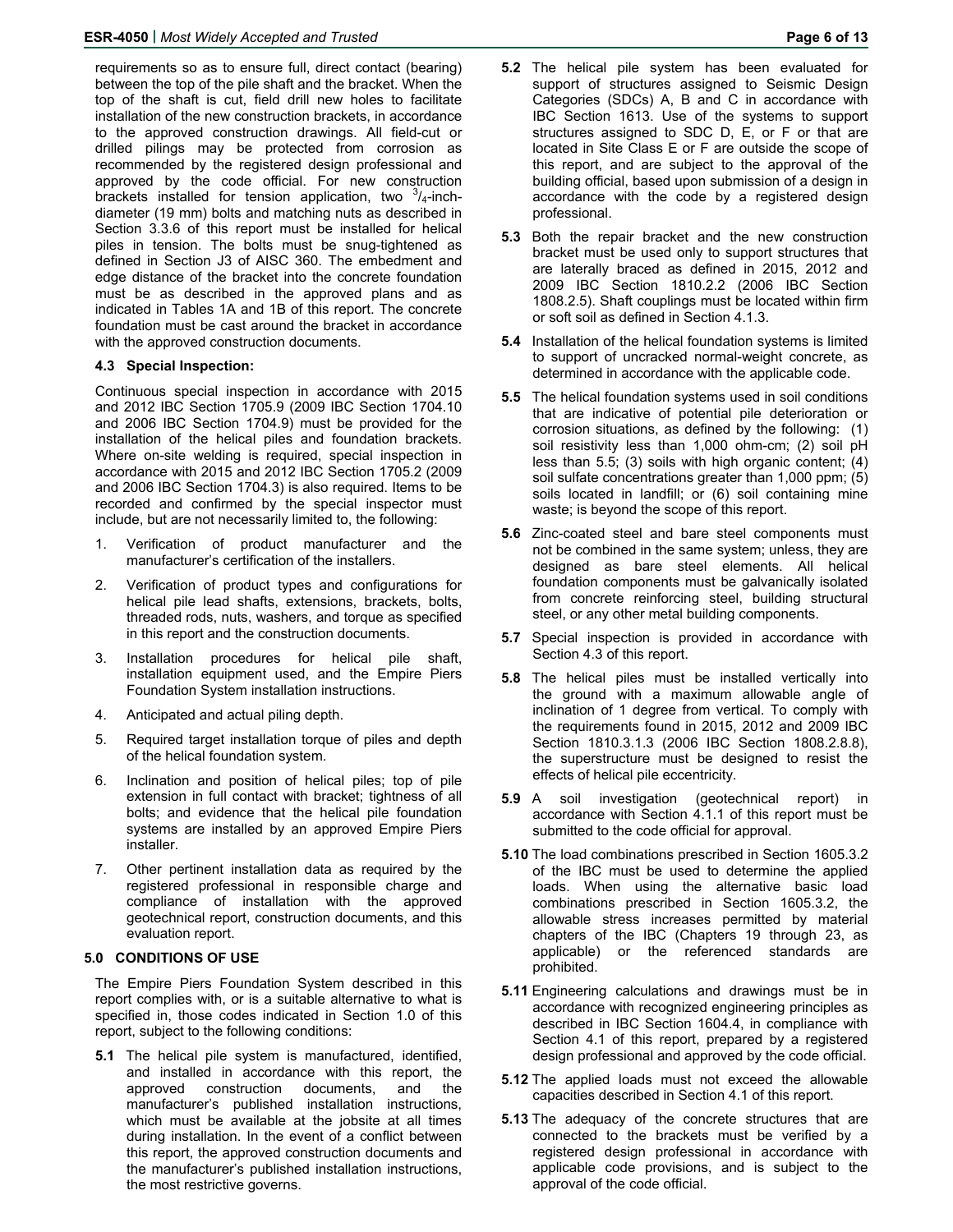requirements so as to ensure full, direct contact (bearing) between the top of the pile shaft and the bracket. When the top of the shaft is cut, field drill new holes to facilitate installation of the new construction brackets, in accordance to the approved construction drawings. All field-cut or drilled pilings may be protected from corrosion as recommended by the registered design professional and approved by the code official. For new construction brackets installed for tension application, two $^{3}/_{4}$-inch-diameter (19 mm) bolts and matching nuts as described in Section 3.3.6 of this report must be installed for helical piles in tension. The bolts must be snug-tightened as defined in Section J3 of AISC 360. The embedment and edge distance of the bracket into the concrete foundation must be as described in the approved plans and as indicated in Tables 1A and 1B of this report. The concrete foundation must be cast around the bracket in accordance with the approved construction documents.

### 4.3 Special Inspection:

Continuous special inspection in accordance with 2015 and 2012 IBC Section 1705.9 (2009 IBC Section 1704.10 and 2006 IBC Section 1704.9) must be provided for the installation of the helical piles and foundation brackets. Where on-site welding is required, special inspection in accordance with 2015 and 2012 IBC Section 1705.2 (2009 and 2006 IBC Section 1704.3) is also required. Items to be recorded and confirmed by the special inspector must include, but are not necessarily limited to, the following:

1. Verification of product manufacturer and the manufacturer's certification of the installers.
2. Verification of product types and configurations for helical pile lead shafts, extensions, brackets, bolts, threaded rods, nuts, washers, and torque as specified in this report and the construction documents.
3. Installation procedures for helical pile shaft, installation equipment used, and the Empire Piers Foundation System installation instructions.
4. Anticipated and actual piling depth.
5. Required target installation torque of piles and depth of the helical foundation system.
6. Inclination and position of helical piles; top of pile extension in full contact with bracket; tightness of all bolts; and evidence that the helical pile foundation systems are installed by an approved Empire Piers installer.
7. Other pertinent installation data as required by the registered professional in responsible charge and compliance of installation with the approved geotechnical report, construction documents, and this evaluation report.

## 5.0 CONDITIONS OF USE

The Empire Piers Foundation System described in this report complies with, or is a suitable alternative to what is specified in, those codes indicated in Section 1.0 of this report, subject to the following conditions:

**5.1** The helical pile system is manufactured, identified, and installed in accordance with this report, the approved construction documents, and the manufacturer's published installation instructions, which must be available at the jobsite at all times during installation. In the event of a conflict between this report, the approved construction documents and the manufacturer's published installation instructions, the most restrictive governs.

**5.2** The helical pile system has been evaluated for support of structures assigned to Seismic Design Categories (SDCs) A, B and C in accordance with IBC Section 1613. Use of the systems to support structures assigned to SDC D, E, or F or that are located in Site Class E or F are outside the scope of this report, and are subject to the approval of the building official, based upon submission of a design in accordance with the code by a registered design professional.

**5.3** Both the repair bracket and the new construction bracket must be used only to support structures that are laterally braced as defined in 2015, 2012 and 2009 IBC Section 1810.2.2 (2006 IBC Section 1808.2.5). Shaft couplings must be located within firm or soft soil as defined in Section 4.1.3.

**5.4** Installation of the helical foundation systems is limited to support of uncracked normal-weight concrete, as determined in accordance with the applicable code.

**5.5** The helical foundation systems used in soil conditions that are indicative of potential pile deterioration or corrosion situations, as defined by the following: (1) soil resistivity less than 1,000 ohm-cm; (2) soil pH less than 5.5; (3) soils with high organic content; (4) soil sulfate concentrations greater than 1,000 ppm; (5) soils located in landfill; or (6) soil containing mine waste; is beyond the scope of this report.

**5.6** Zinc-coated steel and bare steel components must not be combined in the same system; unless, they are designed as bare steel elements. All helical foundation components must be galvanically isolated from concrete reinforcing steel, building structural steel, or any other metal building components.

**5.7** Special inspection is provided in accordance with Section 4.3 of this report.

**5.8** The helical piles must be installed vertically into the ground with a maximum allowable angle of inclination of 1 degree from vertical. To comply with the requirements found in 2015, 2012 and 2009 IBC Section 1810.3.1.3 (2006 IBC Section 1808.2.8.8), the superstructure must be designed to resist the effects of helical pile eccentricity.

**5.9** A soil investigation (geotechnical report) in accordance with Section 4.1.1 of this report must be submitted to the code official for approval.

**5.10** The load combinations prescribed in Section 1605.3.2 of the IBC must be used to determine the applied loads. When using the alternative basic load combinations prescribed in Section 1605.3.2, the allowable stress increases permitted by material chapters of the IBC (Chapters 19 through 23, as applicable) or the referenced standards are prohibited.

**5.11** Engineering calculations and drawings must be in accordance with recognized engineering principles as described in IBC Section 1604.4, in compliance with Section 4.1 of this report, prepared by a registered design professional and approved by the code official.

**5.12** The applied loads must not exceed the allowable capacities described in Section 4.1 of this report.

**5.13** The adequacy of the concrete structures that are connected to the brackets must be verified by a registered design professional in accordance with applicable code provisions, and is subject to the approval of the code official.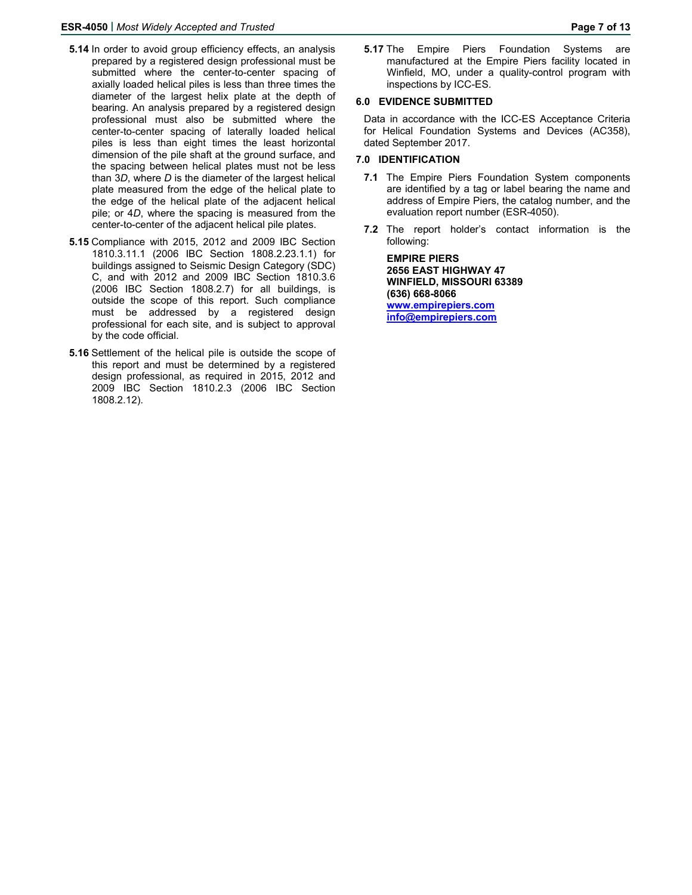**5.14** In order to avoid group efficiency effects, an analysis prepared by a registered design professional must be submitted where the center-to-center spacing of axially loaded helical piles is less than three times the diameter of the largest helix plate at the depth of bearing. An analysis prepared by a registered design professional must also be submitted where the center-to-center spacing of laterally loaded helical piles is less than eight times the least horizontal dimension of the pile shaft at the ground surface, and the spacing between helical plates must not be less than 3*D*, where *D* is the diameter of the largest helical plate measured from the edge of the helical plate to the edge of the helical plate of the adjacent helical pile; or 4*D*, where the spacing is measured from the center-to-center of the adjacent helical pile plates.

**5.15** Compliance with 2015, 2012 and 2009 IBC Section 1810.3.11.1 (2006 IBC Section 1808.2.23.1.1) for buildings assigned to Seismic Design Category (SDC) C, and with 2012 and 2009 IBC Section 1810.3.6 (2006 IBC Section 1808.2.7) for all buildings, is outside the scope of this report. Such compliance must be addressed by a registered design professional for each site, and is subject to approval by the code official.

**5.16** Settlement of the helical pile is outside the scope of this report and must be determined by a registered design professional, as required in 2015, 2012 and 2009 IBC Section 1810.2.3 (2006 IBC Section 1808.2.12).

**5.17** The Empire Piers Foundation Systems are manufactured at the Empire Piers facility located in Winfield, MO, under a quality-control program with inspections by ICC-ES.

## 6.0 EVIDENCE SUBMITTED

Data in accordance with the ICC-ES Acceptance Criteria for Helical Foundation Systems and Devices (AC358), dated September 2017.

## 7.0 IDENTIFICATION

**7.1** The Empire Piers Foundation System components are identified by a tag or label bearing the name and address of Empire Piers, the catalog number, and the evaluation report number (ESR-4050).

**7.2** The report holder's contact information is the following:

**EMPIRE PIERS**
**2656 EAST HIGHWAY 47**
**WINFIELD, MISSOURI 63389**
**(636) 668-8066**
**www.empirepiers.com**
**info@empirepiers.com**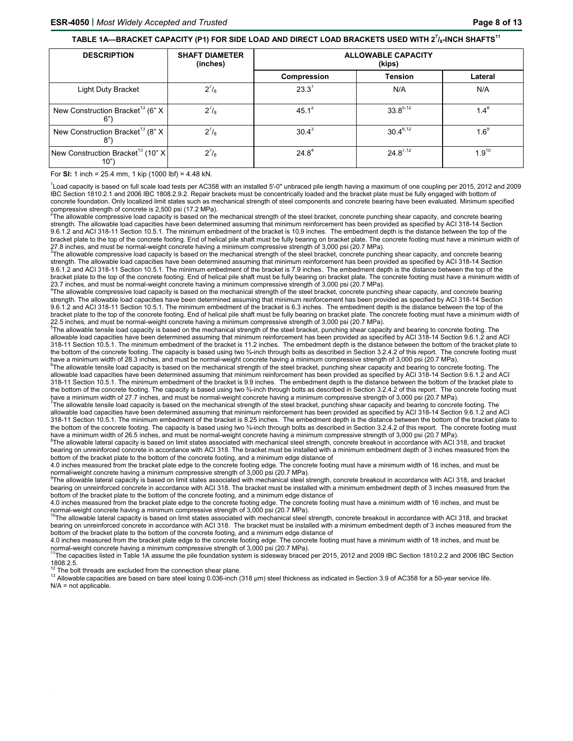**TABLE 1A—BRACKET CAPACITY (P1) FOR SIDE LOAD AND DIRECT LOAD BRACKETS USED WITH $2^7/_8$-INCH SHAFTS[11]**

| DESCRIPTION | SHAFT DIAMETER (inches) | ALLOWABLE CAPACITY (kips) | | |
|---|---|---|---|---|
| | | Compression | Tension | Lateral |
| Light Duty Bracket | $2^7/_8$ | 23.3[1] | N/A | N/A |
| New Construction Bracket[13] (6" X 6") | $2^7/_8$ | 45.1[2] | 33.8[5,12] | 1.4[8] |
| New Construction Bracket[13] (8" X 8") | $2^7/_8$ | 30.4[3] | 30.4[6,12] | 1.6[9] |
| New Construction Bracket[13] (10" X 10") | $2^7/_8$ | 24.8[4] | 24.8[7,12] | 1.9[10] |

For **SI:** 1 inch = 25.4 mm, 1 kip (1000 lbf) = 4.48 kN.

[1]Load capacity is based on full scale load tests per AC358 with an installed 5'-0" unbraced pile length having a maximum of one coupling per 2015, 2012 and 2009 IBC Section 1810.2.1 and 2006 IBC 1808.2.9.2. Repair brackets must be concentrically loaded and the bracket plate must be fully engaged with bottom of concrete foundation. Only localized limit states such as mechanical strength of steel components and concrete bearing have been evaluated. Minimum specified compressive strength of concrete is 2,500 psi (17.2 MPa).

[2]The allowable compressive load capacity is based on the mechanical strength of the steel bracket, concrete punching shear capacity, and concrete bearing strength. The allowable load capacities have been determined assuming that minimum reinforcement has been provided as specified by ACI 318-14 Section 9.6.1.2 and ACI 318-11 Section 10.5.1. The minimum embedment of the bracket is 10.9 inches. The embedment depth is the distance between the top of the bracket plate to the top of the concrete footing. End of helical pile shaft must be fully bearing on bracket plate. The concrete footing must have a minimum width of 27.8 inches, and must be normal-weight concrete having a minimum compressive strength of 3,000 psi (20.7 MPa).

[3]The allowable compressive load capacity is based on the mechanical strength of the steel bracket, concrete punching shear capacity, and concrete bearing strength. The allowable load capacities have been determined assuming that minimum reinforcement has been provided as specified by ACI 318-14 Section 9.6.1.2 and ACI 318-11 Section 10.5.1. The minimum embedment of the bracket is 7.9 inches. The embedment depth is the distance between the top of the bracket plate to the top of the concrete footing. End of helical pile shaft must be fully bearing on bracket plate. The concrete footing must have a minimum width of 23.7 inches, and must be normal-weight concrete having a minimum compressive strength of 3,000 psi (20.7 MPa).

[4]The allowable compressive load capacity is based on the mechanical strength of the steel bracket, concrete punching shear capacity, and concrete bearing strength. The allowable load capacities have been determined assuming that minimum reinforcement has been provided as specified by ACI 318-14 Section 9.6.1.2 and ACI 318-11 Section 10.5.1. The minimum embedment of the bracket is 6.3 inches. The embedment depth is the distance between the top of the bracket plate to the top of the concrete footing. End of helical pile shaft must be fully bearing on bracket plate. The concrete footing must have a minimum width of 22.5 inches, and must be normal-weight concrete having a minimum compressive strength of 3,000 psi (20.7 MPa).

[5]The allowable tensile load capacity is based on the mechanical strength of the steel bracket, punching shear capacity and bearing to concrete footing. The allowable load capacities have been determined assuming that minimum reinforcement has been provided as specified by ACI 318-14 Section 9.6.1.2 and ACI 318-11 Section 10.5.1. The minimum embedment of the bracket is 11.2 inches. The embedment depth is the distance between the bottom of the bracket plate to the bottom of the concrete footing. The capacity is based using two ¾-inch through bolts as described in Section 3.2.4.2 of this report. The concrete footing must have a minimum width of 28.3 inches, and must be normal-weight concrete having a minimum compressive strength of 3,000 psi (20.7 MPa).

[6]The allowable tensile load capacity is based on the mechanical strength of the steel bracket, punching shear capacity and bearing to concrete footing. The allowable load capacities have been determined assuming that minimum reinforcement has been provided as specified by ACI 318-14 Section 9.6.1.2 and ACI 318-11 Section 10.5.1. The minimum embedment of the bracket is 9.9 inches. The embedment depth is the distance between the bottom of the bracket plate to the bottom of the concrete footing. The capacity is based using two ¾-inch through bolts as described in Section 3.2.4.2 of this report. The concrete footing must have a minimum width of 27.7 inches, and must be normal-weight concrete having a minimum compressive strength of 3,000 psi (20.7 MPa).

[7]The allowable tensile load capacity is based on the mechanical strength of the steel bracket, punching shear capacity and bearing to concrete footing. The allowable load capacities have been determined assuming that minimum reinforcement has been provided as specified by ACI 318-14 Section 9.6.1.2 and ACI 318-11 Section 10.5.1. The minimum embedment of the bracket is 8.25 inches. The embedment depth is the distance between the bottom of the bracket plate to the bottom of the concrete footing. The capacity is based using two ¾-inch through bolts as described in Section 3.2.4.2 of this report. The concrete footing must have a minimum width of 26.5 inches, and must be normal-weight concrete having a minimum compressive strength of 3,000 psi (20.7 MPa).

[8]The allowable lateral capacity is based on limit states associated with mechanical steel strength, concrete breakout in accordance with ACI 318, and bracket bearing on unreinforced concrete in accordance with ACI 318. The bracket must be installed with a minimum embedment depth of 3 inches measured from the bottom of the bracket plate to the bottom of the concrete footing, and a minimum edge distance of 4.0 inches measured from the bracket plate edge to the concrete footing edge. The concrete footing must have a minimum width of 16 inches, and must be normal-weight concrete having a minimum compressive strength of 3,000 psi (20.7 MPa).

[9]The allowable lateral capacity is based on limit states associated with mechanical steel strength, concrete breakout in accordance with ACI 318, and bracket bearing on unreinforced concrete in accordance with ACI 318. The bracket must be installed with a minimum embedment depth of 3 inches measured from the bottom of the bracket plate to the bottom of the concrete footing, and a minimum edge distance of 4.0 inches measured from the bracket plate edge to the concrete footing edge. The concrete footing must have a minimum width of 16 inches, and must be normal-weight concrete having a minimum compressive strength of 3,000 psi (20.7 MPa).

[10]The allowable lateral capacity is based on limit states associated with mechanical steel strength, concrete breakout in accordance with ACI 318, and bracket bearing on unreinforced concrete in accordance with ACI 318. The bracket must be installed with a minimum embedment depth of 3 inches measured from the bottom of the bracket plate to the bottom of the concrete footing, and a minimum edge distance of 4.0 inches measured from the bracket plate edge to the concrete footing edge. The concrete footing must have a minimum width of 18 inches, and must be normal-weight concrete having a minimum compressive strength of 3,000 psi (20.7 MPa).

[11]The capacities listed in Table 1A assume the pile foundation system is sidesway braced per 2015, 2012 and 2009 IBC Section 1810.2.2 and 2006 IBC Section 1808.2.5.

[12] The bolt threads are excluded from the shear plane.

[13] Allowable capacities are based on bare steel losing 0.036-inch (318 μm) steel thickness as indicated in Section 3.9 of AC358 for a 50-year service life.

N/A = not applicable.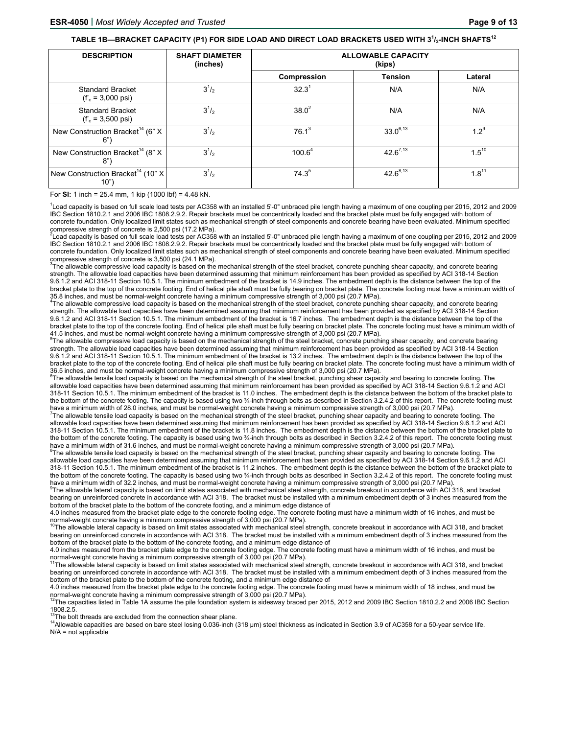### TABLE 1B—BRACKET CAPACITY (P1) FOR SIDE LOAD AND DIRECT LOAD BRACKETS USED WITH $3^1/_2$-INCH SHAFTS[12]

| DESCRIPTION | SHAFT DIAMETER (inches) | ALLOWABLE CAPACITY (kips) | | |
|---|---|---|---|---|
| | | Compression | Tension | Lateral |
| Standard Bracket ($f'_c$ = 3,000 psi) | $3^1/_2$ | 32.3[1] | N/A | N/A |
| Standard Bracket ($f'_c$ = 3,500 psi) | $3^1/_2$ | 38.0[2] | N/A | N/A |
| New Construction Bracket[14] (6" X 6") | $3^1/_2$ | 76.1[3] | 33.0[6,13] | 1.2[9] |
| New Construction Bracket[14] (8" X 8") | $3^1/_2$ | 100.6[4] | 42.6[7,13] | 1.5[10] |
| New Construction Bracket[14] (10" X 10") | $3^1/_2$ | 74.3[5] | 42.6[8,13] | 1.8[11] |

For **SI:** 1 inch = 25.4 mm, 1 kip (1000 lbf) = 4.48 kN.

[1]Load capacity is based on full scale load tests per AC358 with an installed 5'-0" unbraced pile length having a maximum of one coupling per 2015, 2012 and 2009 IBC Section 1810.2.1 and 2006 IBC 1808.2.9.2. Repair brackets must be concentrically loaded and the bracket plate must be fully engaged with bottom of concrete foundation. Only localized limit states such as mechanical strength of steel components and concrete bearing have been evaluated. Minimum specified compressive strength of concrete is 2,500 psi (17.2 MPa).

[2]Load capacity is based on full scale load tests per AC358 with an installed 5'-0" unbraced pile length having a maximum of one coupling per 2015, 2012 and 2009 IBC Section 1810.2.1 and 2006 IBC 1808.2.9.2. Repair brackets must be concentrically loaded and the bracket plate must be fully engaged with bottom of concrete foundation. Only localized limit states such as mechanical strength of steel components and concrete bearing have been evaluated. Minimum specified compressive strength of concrete is 3,500 psi (24.1 MPa).

[3]The allowable compressive load capacity is based on the mechanical strength of the steel bracket, concrete punching shear capacity, and concrete bearing strength. The allowable load capacities have been determined assuming that minimum reinforcement has been provided as specified by ACI 318-14 Section 9.6.1.2 and ACI 318-11 Section 10.5.1. The minimum embedment of the bracket is 14.9 inches. The embedment depth is the distance between the top of the bracket plate to the top of the concrete footing. End of helical pile shaft must be fully bearing on bracket plate. The concrete footing must have a minimum width of 35.8 inches, and must be normal-weight concrete having a minimum compressive strength of 3,000 psi (20.7 MPa).

[4]The allowable compressive load capacity is based on the mechanical strength of the steel bracket, concrete punching shear capacity, and concrete bearing strength. The allowable load capacities have been determined assuming that minimum reinforcement has been provided as specified by ACI 318-14 Section 9.6.1.2 and ACI 318-11 Section 10.5.1. The minimum embedment of the bracket is 16.7 inches. The embedment depth is the distance between the top of the bracket plate to the top of the concrete footing. End of helical pile shaft must be fully bearing on bracket plate. The concrete footing must have a minimum width of 41.5 inches, and must be normal-weight concrete having a minimum compressive strength of 3,000 psi (20.7 MPa).

[5]The allowable compressive load capacity is based on the mechanical strength of the steel bracket, concrete punching shear capacity, and concrete bearing strength. The allowable load capacities have been determined assuming that minimum reinforcement has been provided as specified by ACI 318-14 Section 9.6.1.2 and ACI 318-11 Section 10.5.1. The minimum embedment of the bracket is 13.2 inches. The embedment depth is the distance between the top of the bracket plate to the top of the concrete footing. End of helical pile shaft must be fully bearing on bracket plate. The concrete footing must have a minimum width of 36.5 inches, and must be normal-weight concrete having a minimum compressive strength of 3,000 psi (20.7 MPa).

[6]The allowable tensile load capacity is based on the mechanical strength of the steel bracket, punching shear capacity and bearing to concrete footing. The allowable load capacities have been determined assuming that minimum reinforcement has been provided as specified by ACI 318-14 Section 9.6.1.2 and ACI 318-11 Section 10.5.1. The minimum embedment of the bracket is 11.0 inches. The embedment depth is the distance between the bottom of the bracket plate to the bottom of the concrete footing. The capacity is based using two ¾-inch through bolts as described in Section 3.2.4.2 of this report. The concrete footing must have a minimum width of 28.0 inches, and must be normal-weight concrete having a minimum compressive strength of 3,000 psi (20.7 MPa).

[7]The allowable tensile load capacity is based on the mechanical strength of the steel bracket, punching shear capacity and bearing to concrete footing. The allowable load capacities have been determined assuming that minimum reinforcement has been provided as specified by ACI 318-14 Section 9.6.1.2 and ACI 318-11 Section 10.5.1. The minimum embedment of the bracket is 11.8 inches. The embedment depth is the distance between the bottom of the bracket plate to the bottom of the concrete footing. The capacity is based using two ¾-inch through bolts as described in Section 3.2.4.2 of this report. The concrete footing must have a minimum width of 31.6 inches, and must be normal-weight concrete having a minimum compressive strength of 3,000 psi (20.7 MPa).

[8]The allowable tensile load capacity is based on the mechanical strength of the steel bracket, punching shear capacity and bearing to concrete footing. The allowable load capacities have been determined assuming that minimum reinforcement has been provided as specified by ACI 318-14 Section 9.6.1.2 and ACI 318-11 Section 10.5.1. The minimum embedment of the bracket is 11.2 inches. The embedment depth is the distance between the bottom of the bracket plate to the bottom of the concrete footing. The capacity is based using two ¾-inch through bolts as described in Section 3.2.4.2 of this report. The concrete footing must have a minimum width of 32.2 inches, and must be normal-weight concrete having a minimum compressive strength of 3,000 psi (20.7 MPa).

[9]The allowable lateral capacity is based on limit states associated with mechanical steel strength, concrete breakout in accordance with ACI 318, and bracket bearing on unreinforced concrete in accordance with ACI 318. The bracket must be installed with a minimum embedment depth of 3 inches measured from the bottom of the bracket plate to the bottom of the concrete footing, and a minimum edge distance of 4.0 inches measured from the bracket plate edge to the concrete footing edge. The concrete footing must have a minimum width of 16 inches, and must be normal-weight concrete having a minimum compressive strength of 3,000 psi (20.7 MPa).

[10]The allowable lateral capacity is based on limit states associated with mechanical steel strength, concrete breakout in accordance with ACI 318, and bracket bearing on unreinforced concrete in accordance with ACI 318. The bracket must be installed with a minimum embedment depth of 3 inches measured from the bottom of the bracket plate to the bottom of the concrete footing, and a minimum edge distance of 4.0 inches measured from the bracket plate edge to the concrete footing edge. The concrete footing must have a minimum width of 16 inches, and must be normal-weight concrete having a minimum compressive strength of 3,000 psi (20.7 MPa).

[11]The allowable lateral capacity is based on limit states associated with mechanical steel strength, concrete breakout in accordance with ACI 318, and bracket bearing on unreinforced concrete in accordance with ACI 318. The bracket must be installed with a minimum embedment depth of 3 inches measured from the bottom of the bracket plate to the bottom of the concrete footing, and a minimum edge distance of 4.0 inches measured from the bracket plate edge to the concrete footing edge. The concrete footing must have a minimum width of 18 inches, and must be normal-weight concrete having a minimum compressive strength of 3,000 psi (20.7 MPa).

[12]The capacities listed in Table 1A assume the pile foundation system is sidesway braced per 2015, 2012 and 2009 IBC Section 1810.2.2 and 2006 IBC Section 1808.2.5.

[13]The bolt threads are excluded from the connection shear plane.

[14]Allowable capacities are based on bare steel losing 0.036-inch (318 μm) steel thickness as indicated in Section 3.9 of AC358 for a 50-year service life.

N/A = not applicable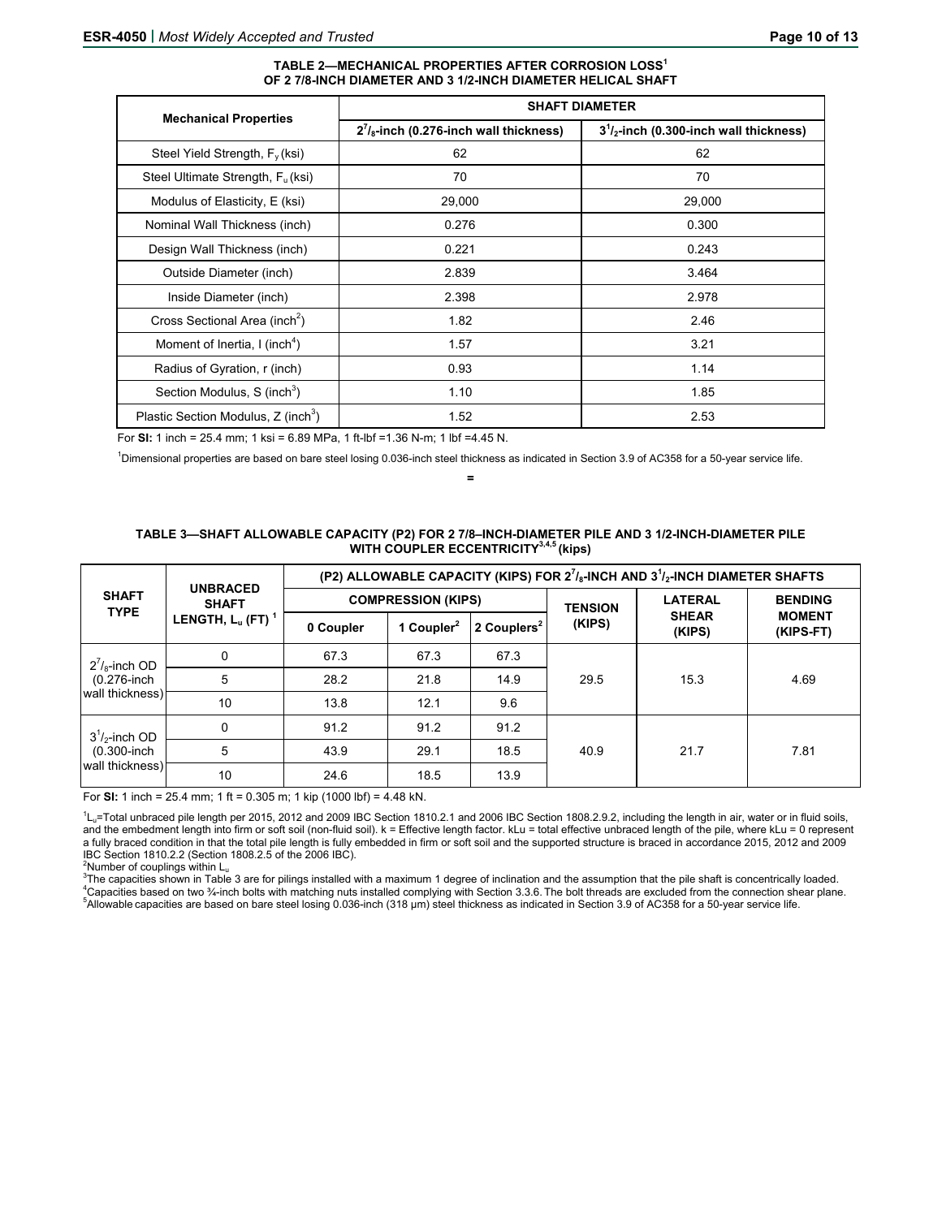**TABLE 2—MECHANICAL PROPERTIES AFTER CORROSION LOSS[1] OF 2 7/8-INCH DIAMETER AND 3 1/2-INCH DIAMETER HELICAL SHAFT**

| Mechanical Properties | SHAFT DIAMETER | |
|---|---|---|
| | $2^7/_8$-inch (0.276-inch wall thickness) | $3^1/_2$-inch (0.300-inch wall thickness) |
| Steel Yield Strength, $F_y$ (ksi) | 62 | 62 |
| Steel Ultimate Strength, $F_u$ (ksi) | 70 | 70 |
| Modulus of Elasticity, E (ksi) | 29,000 | 29,000 |
| Nominal Wall Thickness (inch) | 0.276 | 0.300 |
| Design Wall Thickness (inch) | 0.221 | 0.243 |
| Outside Diameter (inch) | 2.839 | 3.464 |
| Inside Diameter (inch) | 2.398 | 2.978 |
| Cross Sectional Area (inch$^2$) | 1.82 | 2.46 |
| Moment of Inertia, I (inch$^4$) | 1.57 | 3.21 |
| Radius of Gyration, r (inch) | 0.93 | 1.14 |
| Section Modulus, S (inch$^3$) | 1.10 | 1.85 |
| Plastic Section Modulus, Z (inch$^3$) | 1.52 | 2.53 |

For **SI:** 1 inch = 25.4 mm; 1 ksi = 6.89 MPa, 1 ft-lbf =1.36 N-m; 1 lbf =4.45 N.

[1]Dimensional properties are based on bare steel losing 0.036-inch steel thickness as indicated in Section 3.9 of AC358 for a 50-year service life.

**TABLE 3—SHAFT ALLOWABLE CAPACITY (P2) FOR 2 7/8–INCH-DIAMETER PILE AND 3 1/2-INCH-DIAMETER PILE WITH COUPLER ECCENTRICITY[3,4,5] (kips)**

| SHAFT TYPE | UNBRACED SHAFT LENGTH, $L_u$ (FT) [1] | (P2) ALLOWABLE CAPACITY (KIPS) FOR $2^7/_8$-INCH AND $3^1/_2$-INCH DIAMETER SHAFTS | | | | | |
|---|---|---|---|---|---|---|---|
| | | COMPRESSION (KIPS) | | | TENSION (KIPS) | LATERAL SHEAR (KIPS) | BENDING MOMENT (KIPS-FT) |
| | | 0 Coupler | 1 Coupler[2] | 2 Couplers[2] | | | |
| $2^7/_8$-inch OD (0.276-inch wall thickness) | 0 | 67.3 | 67.3 | 67.3 | 29.5 | 15.3 | 4.69 |
| | 5 | 28.2 | 21.8 | 14.9 | | | |
| | 10 | 13.8 | 12.1 | 9.6 | | | |
| $3^1/_2$-inch OD (0.300-inch wall thickness) | 0 | 91.2 | 91.2 | 91.2 | 40.9 | 21.7 | 7.81 |
| | 5 | 43.9 | 29.1 | 18.5 | | | |
| | 10 | 24.6 | 18.5 | 13.9 | | | |

For **SI:** 1 inch = 25.4 mm; 1 ft = 0.305 m; 1 kip (1000 lbf) = 4.48 kN.

[1]$L_u$=Total unbraced pile length per 2015, 2012 and 2009 IBC Section 1810.2.1 and 2006 IBC Section 1808.2.9.2, including the length in air, water or in fluid soils, and the embedment length into firm or soft soil (non-fluid soil). k = Effective length factor. kLu = total effective unbraced length of the pile, where kLu = 0 represent a fully braced condition in that the total pile length is fully embedded in firm or soft soil and the supported structure is braced in accordance 2015, 2012 and 2009 IBC Section 1810.2.2 (Section 1808.2.5 of the 2006 IBC).

[2]Number of couplings within $L_u$

[3]The capacities shown in Table 3 are for pilings installed with a maximum 1 degree of inclination and the assumption that the pile shaft is concentrically loaded.

[4]Capacities based on two ¾-inch bolts with matching nuts installed complying with Section 3.3.6. The bolt threads are excluded from the connection shear plane.

[5]Allowable capacities are based on bare steel losing 0.036-inch (318 μm) steel thickness as indicated in Section 3.9 of AC358 for a 50-year service life.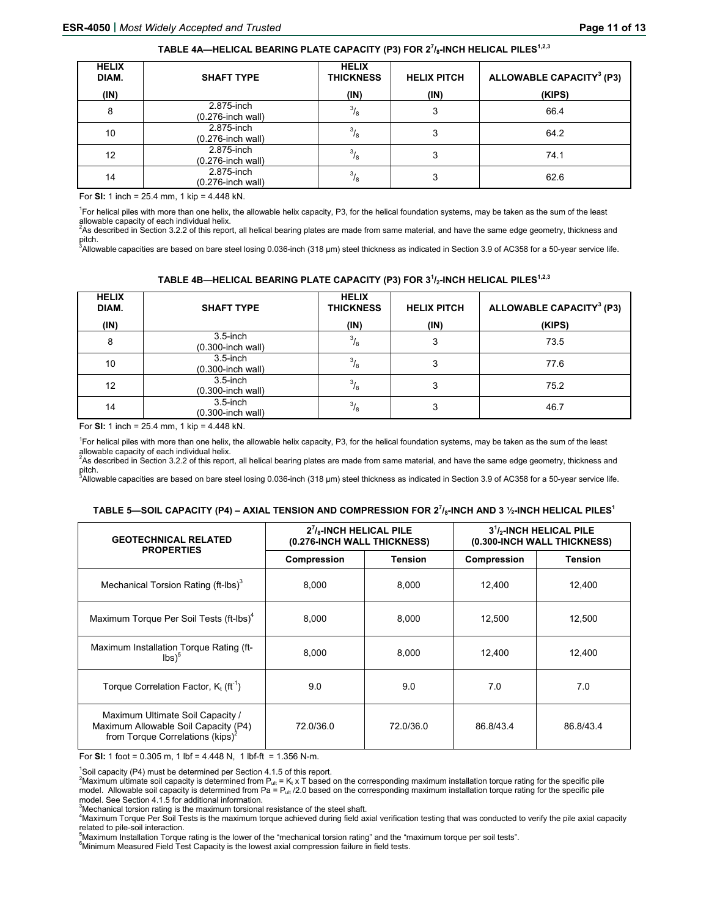**TABLE 4A—HELICAL BEARING PLATE CAPACITY (P3) FOR 2$^7/_8$-INCH HELICAL PILES[1,2,3]**

| HELIX DIAM. (IN) | SHAFT TYPE | HELIX THICKNESS (IN) | HELIX PITCH (IN) | ALLOWABLE CAPACITY[3] (P3) (KIPS) |
|---|---|---|---|---|
| 8 | 2.875-inch (0.276-inch wall) | $^3/_8$ | 3 | 66.4 |
| 10 | 2.875-inch (0.276-inch wall) | $^3/_8$ | 3 | 64.2 |
| 12 | 2.875-inch (0.276-inch wall) | $^3/_8$ | 3 | 74.1 |
| 14 | 2.875-inch (0.276-inch wall) | $^3/_8$ | 3 | 62.6 |

For **SI:** 1 inch = 25.4 mm, 1 kip = 4.448 kN.

[1]For helical piles with more than one helix, the allowable helix capacity, P3, for the helical foundation systems, may be taken as the sum of the least allowable capacity of each individual helix.
[2]As described in Section 3.2.2 of this report, all helical bearing plates are made from same material, and have the same edge geometry, thickness and pitch.
[3]Allowable capacities are based on bare steel losing 0.036-inch (318 μm) steel thickness as indicated in Section 3.9 of AC358 for a 50-year service life.

**TABLE 4B—HELICAL BEARING PLATE CAPACITY (P3) FOR 3$^1/_2$-INCH HELICAL PILES[1,2,3]**

| HELIX DIAM. (IN) | SHAFT TYPE | HELIX THICKNESS (IN) | HELIX PITCH (IN) | ALLOWABLE CAPACITY[3] (P3) (KIPS) |
|---|---|---|---|---|
| 8 | 3.5-inch (0.300-inch wall) | $^3/_8$ | 3 | 73.5 |
| 10 | 3.5-inch (0.300-inch wall) | $^3/_8$ | 3 | 77.6 |
| 12 | 3.5-inch (0.300-inch wall) | $^3/_8$ | 3 | 75.2 |
| 14 | 3.5-inch (0.300-inch wall) | $^3/_8$ | 3 | 46.7 |

For **SI:** 1 inch = 25.4 mm, 1 kip = 4.448 kN.

[1]For helical piles with more than one helix, the allowable helix capacity, P3, for the helical foundation systems, may be taken as the sum of the least allowable capacity of each individual helix.
[2]As described in Section 3.2.2 of this report, all helical bearing plates are made from same material, and have the same edge geometry, thickness and pitch.
[3]Allowable capacities are based on bare steel losing 0.036-inch (318 μm) steel thickness as indicated in Section 3.9 of AC358 for a 50-year service life.

**TABLE 5—SOIL CAPACITY (P4) – AXIAL TENSION AND COMPRESSION FOR 2$^7/_8$-INCH AND 3 ½-INCH HELICAL PILES[1]**

| GEOTECHNICAL RELATED PROPERTIES | 2$^7/_8$-INCH HELICAL PILE (0.276-INCH WALL THICKNESS) | | 3$^1/_2$-INCH HELICAL PILE (0.300-INCH WALL THICKNESS) | |
|---|---|---|---|---|
| | Compression | Tension | Compression | Tension |
| Mechanical Torsion Rating (ft-lbs)[3] | 8,000 | 8,000 | 12,400 | 12,400 |
| Maximum Torque Per Soil Tests (ft-lbs)[4] | 8,000 | 8,000 | 12,500 | 12,500 |
| Maximum Installation Torque Rating (ft-lbs)[5] | 8,000 | 8,000 | 12,400 | 12,400 |
| Torque Correlation Factor, $K_t$ (ft$^{-1}$) | 9.0 | 9.0 | 7.0 | 7.0 |
| Maximum Ultimate Soil Capacity / Maximum Allowable Soil Capacity (P4) from Torque Correlations (kips)[2] | 72.0/36.0 | 72.0/36.0 | 86.8/43.4 | 86.8/43.4 |

For **SI:** 1 foot = 0.305 m, 1 lbf = 4.448 N, 1 lbf-ft = 1.356 N-m.

[1]Soil capacity (P4) must be determined per Section 4.1.5 of this report.
[2]Maximum ultimate soil capacity is determined from $P_{ult} = K_t \times T$ based on the corresponding maximum installation torque rating for the specific pile model. Allowable soil capacity is determined from $Pa = P_{ult}/2.0$ based on the corresponding maximum installation torque rating for the specific pile model. See Section 4.1.5 for additional information.
[3]Mechanical torsion rating is the maximum torsional resistance of the steel shaft.
[4]Maximum Torque Per Soil Tests is the maximum torque achieved during field axial verification testing that was conducted to verify the pile axial capacity related to pile-soil interaction.
[5]Maximum Installation Torque rating is the lower of the "mechanical torsion rating" and the "maximum torque per soil tests".
[6]Minimum Measured Field Test Capacity is the lowest axial compression failure in field tests.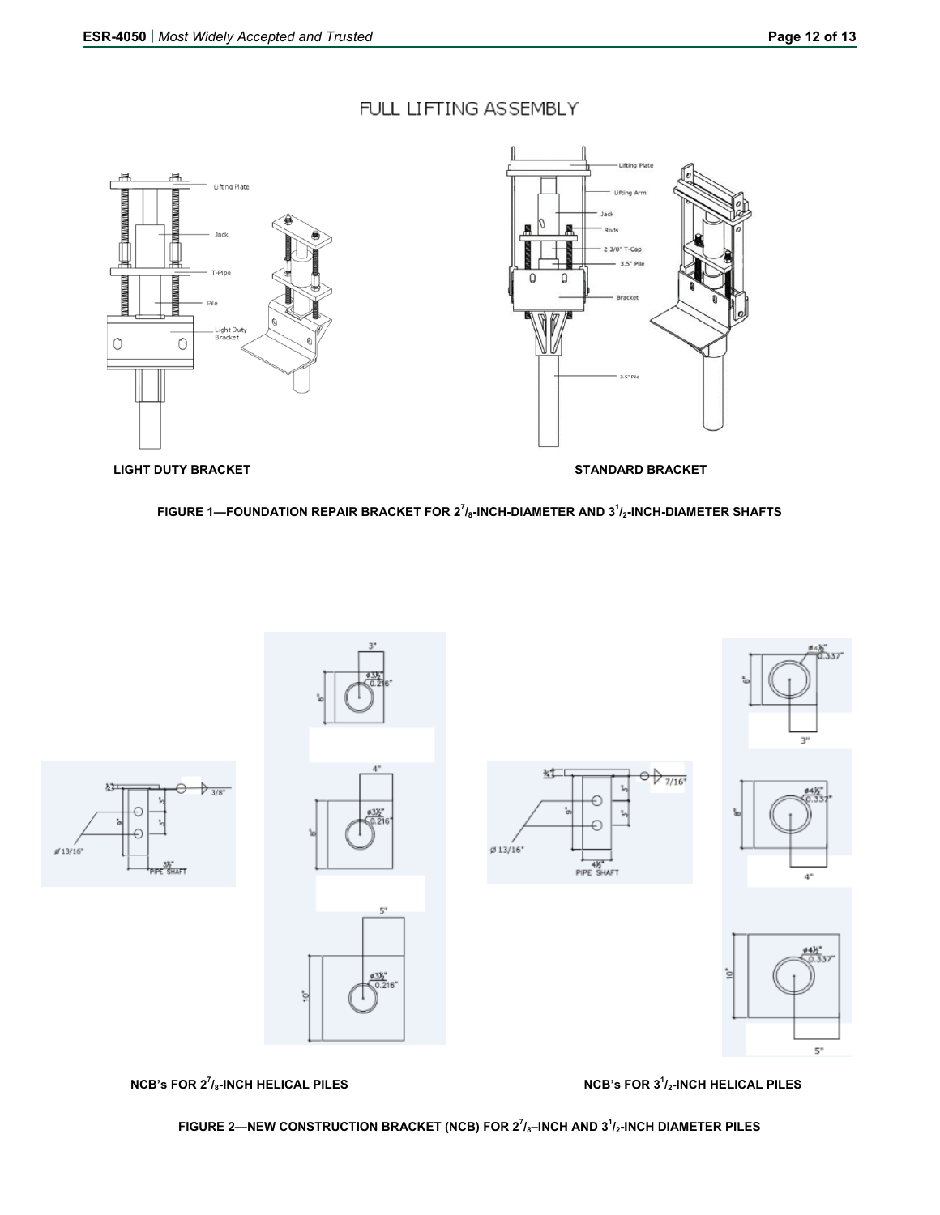LIGHT DUTY BRACKET

STANDARD BRACKET

**FIGURE 1—FOUNDATION REPAIR BRACKET FOR $2^7/_8$-INCH-DIAMETER AND $3^1/_2$-INCH-DIAMETER SHAFTS**

NCB's FOR $2^7/_8$-INCH HELICAL PILES

NCB's FOR $3^1/_2$-INCH HELICAL PILES

**FIGURE 2—NEW CONSTRUCTION BRACKET (NCB) FOR $2^7/_8$–INCH AND $3^1/_2$-INCH DIAMETER PILES**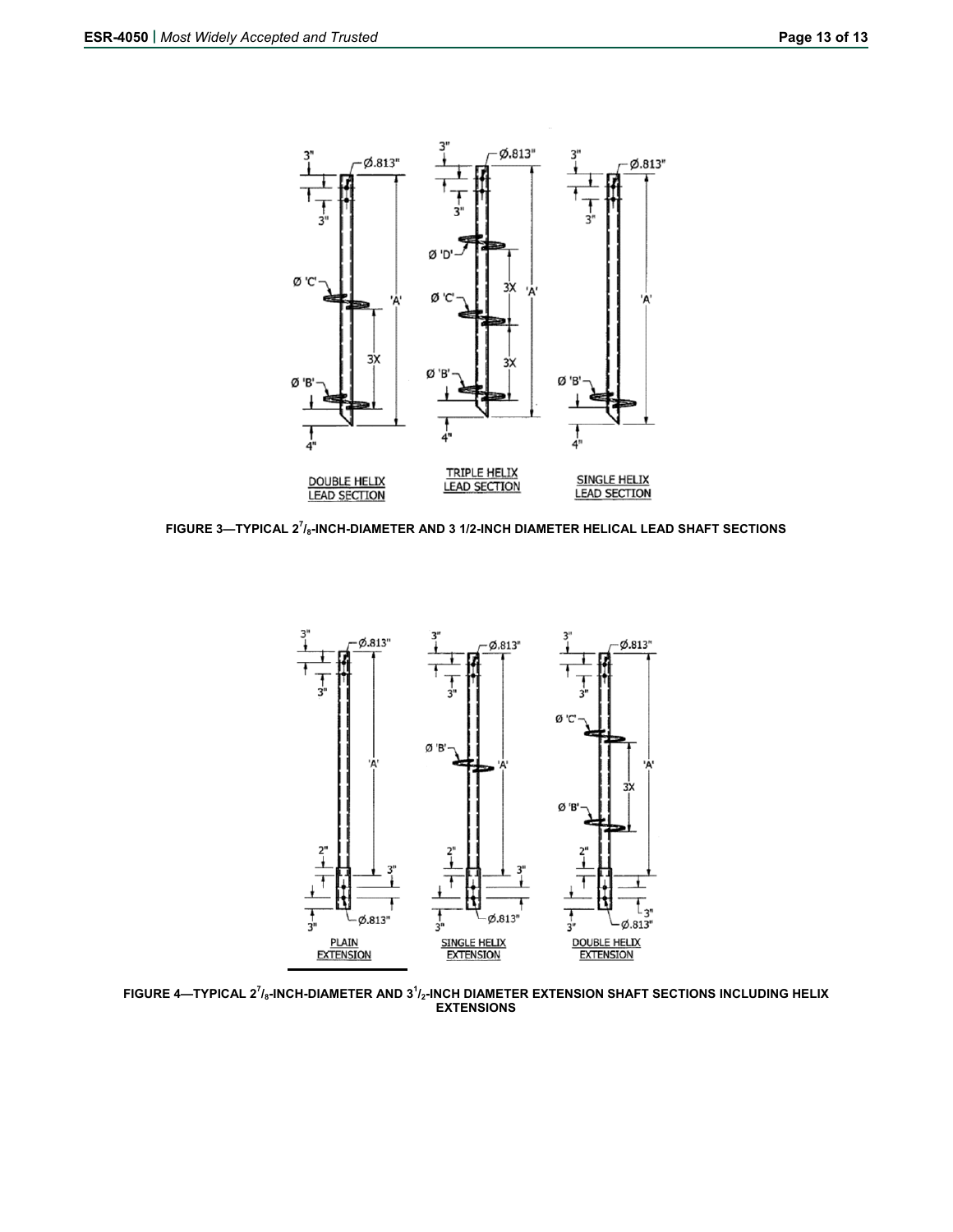3"

Ø.813"

3"

Ø 'C'

'A'

3X

Ø 'B'

4"

DOUBLE HELIX LEAD SECTION

3"

Ø.813"

3"

Ø 'D'

3X

'A'

Ø 'C'

3X

Ø 'B'

4"

TRIPLE HELIX LEAD SECTION

3"

Ø.813"

3"

'A'

Ø 'B'

4"

SINGLE HELIX LEAD SECTION

**FIGURE 3—TYPICAL $2^{7}/_{8}$-INCH-DIAMETER AND 3 1/2-INCH DIAMETER HELICAL LEAD SHAFT SECTIONS**

3"

Ø.813"

3"

'A'

2"

3"

3"

Ø.813"

PLAIN EXTENSION

3"

Ø.813"

3"

Ø 'B'

'A'

2"

3"

3"

Ø.813"

SINGLE HELIX EXTENSION

3"

Ø.813"

3"

Ø 'C'

'A'

3X

Ø 'B'

2"

3"

3"

Ø.813"

DOUBLE HELIX EXTENSION

**FIGURE 4—TYPICAL $2^{7}/_{8}$-INCH-DIAMETER AND $3^{1}/_{2}$-INCH DIAMETER EXTENSION SHAFT SECTIONS INCLUDING HELIX EXTENSIONS**